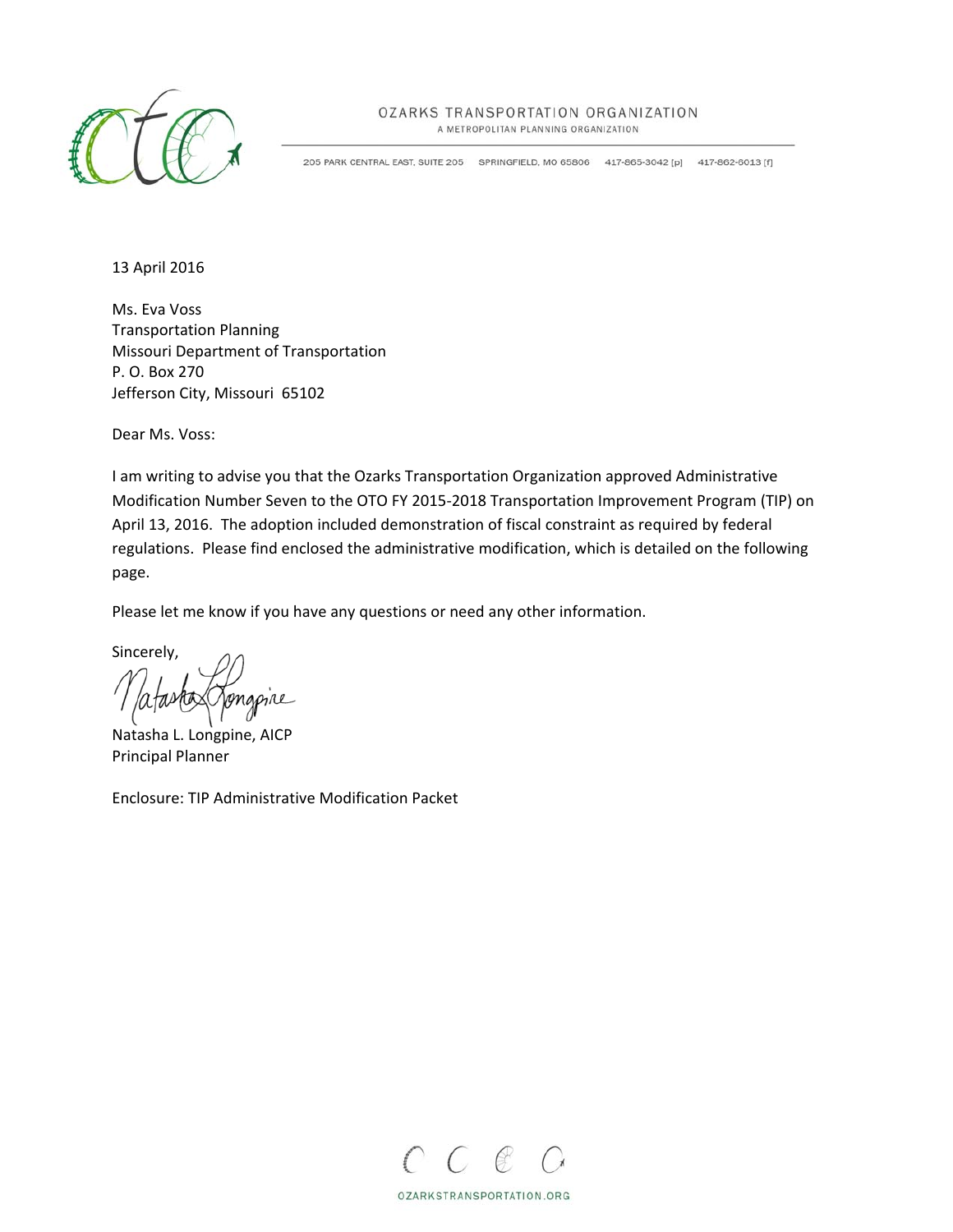OZARKS TRANSPORTATION ORGANIZATION
A METROPOLITAN PLANNING ORGANIZATION

205 PARK CENTRAL EAST, SUITE 205 SPRINGFIELD, MO 65806 417-865-3042 [p] 417-862-6013 [f]

13 April 2016

Ms. Eva Voss
Transportation Planning
Missouri Department of Transportation
P. O. Box 270
Jefferson City, Missouri 65102

Dear Ms. Voss:

I am writing to advise you that the Ozarks Transportation Organization approved Administrative Modification Number Seven to the OTO FY 2015-2018 Transportation Improvement Program (TIP) on April 13, 2016. The adoption included demonstration of fiscal constraint as required by federal regulations. Please find enclosed the administrative modification, which is detailed on the following page.

Please let me know if you have any questions or need any other information.

Sincerely,

Natasha L. Longpine, AICP
Principal Planner

Enclosure: TIP Administrative Modification Packet

OZARKSTRANSPORTATION.ORG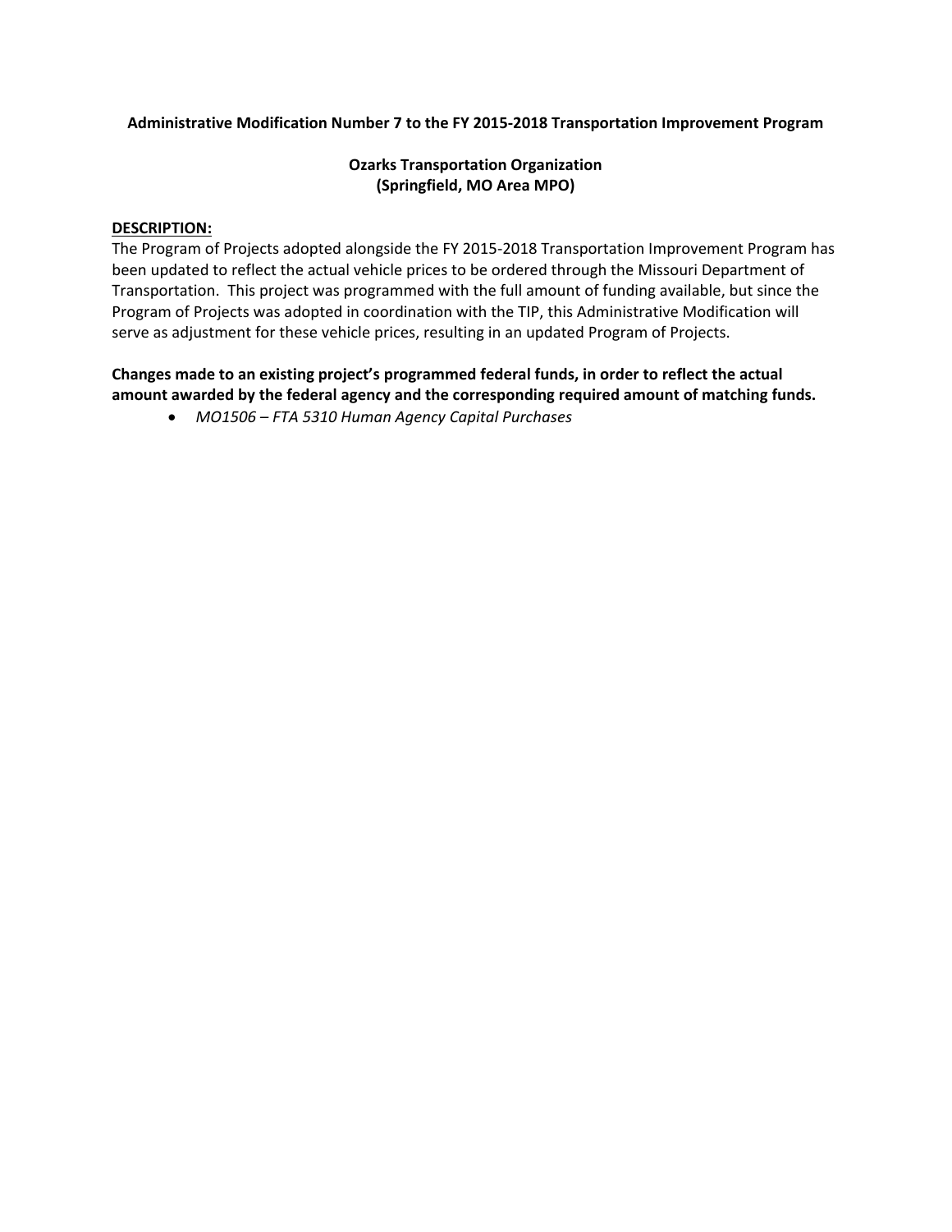**Administrative Modification Number 7 to the FY 2015-2018 Transportation Improvement Program**

**Ozarks Transportation Organization**
**(Springfield, MO Area MPO)**

**DESCRIPTION:**

The Program of Projects adopted alongside the FY 2015-2018 Transportation Improvement Program has been updated to reflect the actual vehicle prices to be ordered through the Missouri Department of Transportation. This project was programmed with the full amount of funding available, but since the Program of Projects was adopted in coordination with the TIP, this Administrative Modification will serve as adjustment for these vehicle prices, resulting in an updated Program of Projects.

**Changes made to an existing project's programmed federal funds, in order to reflect the actual amount awarded by the federal agency and the corresponding required amount of matching funds.**

- *MO1506 – FTA 5310 Human Agency Capital Purchases*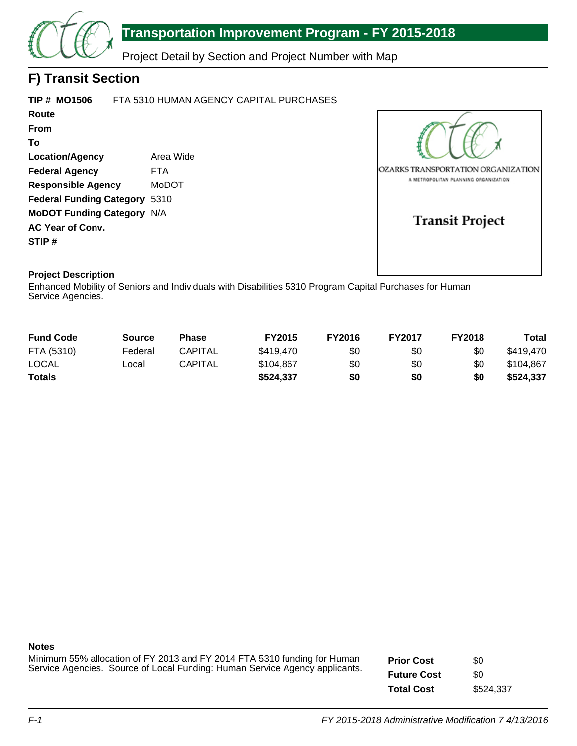# Transportation Improvement Program - FY 2015-2018

Project Detail by Section and Project Number with Map

## F) Transit Section

**TIP # MO1506** FTA 5310 HUMAN AGENCY CAPITAL PURCHASES

**Route**

**From**

**To**

**Location/Agency** Area Wide

**Federal Agency** FTA

**Responsible Agency** MoDOT

**Federal Funding Category** 5310

**MoDOT Funding Category** N/A

**AC Year of Conv.**

**STIP #**

OZARKS TRANSPORTATION ORGANIZATION

A METROPOLITAN PLANNING ORGANIZATION

**Transit Project**

**Project Description**

Enhanced Mobility of Seniors and Individuals with Disabilities 5310 Program Capital Purchases for Human Service Agencies.

| Fund Code | Source | Phase | FY2015 | FY2016 | FY2017 | FY2018 | Total |
|---|---|---|---|---|---|---|---|
| FTA (5310) | Federal | CAPITAL | $419,470 | $0 | $0 | $0 | $419,470 |
| LOCAL | Local | CAPITAL | $104,867 | $0 | $0 | $0 | $104,867 |
| **Totals** | | | **$524,337** | **$0** | **$0** | **$0** | **$524,337** |

**Notes**

Minimum 55% allocation of FY 2013 and FY 2014 FTA 5310 funding for Human Service Agencies. Source of Local Funding: Human Service Agency applicants.

| | |
|---|---|
| **Prior Cost** | $0 |
| **Future Cost** | $0 |
| **Total Cost** | $524,337 |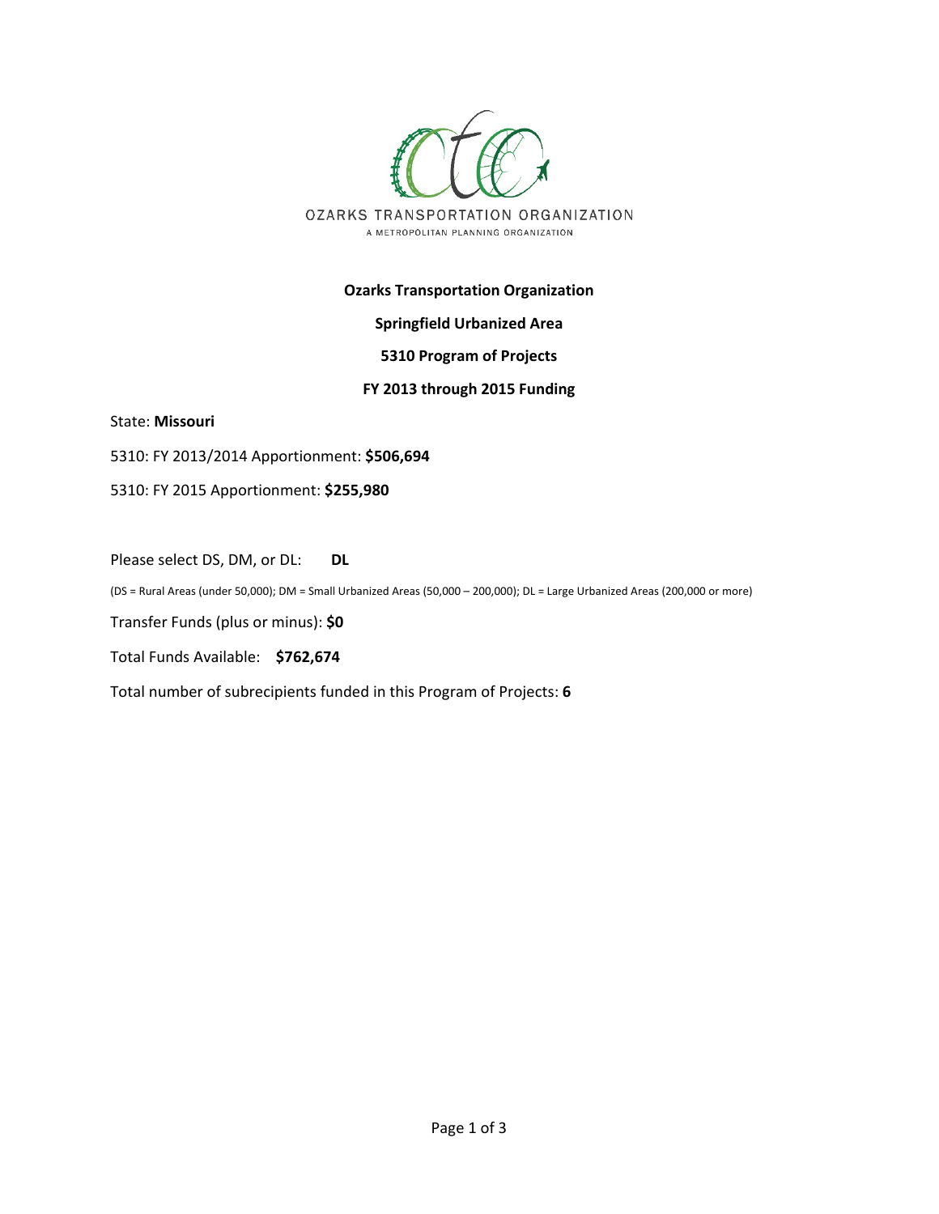OZARKS TRANSPORTATION ORGANIZATION

A METROPOLITAN PLANNING ORGANIZATION

**Ozarks Transportation Organization**

**Springfield Urbanized Area**

**5310 Program of Projects**

**FY 2013 through 2015 Funding**

State: **Missouri**

5310: FY 2013/2014 Apportionment: **$506,694**

5310: FY 2015 Apportionment: **$255,980**

Please select DS, DM, or DL: **DL**

(DS = Rural Areas (under 50,000); DM = Small Urbanized Areas (50,000 – 200,000); DL = Large Urbanized Areas (200,000 or more)

Transfer Funds (plus or minus): **$0**

Total Funds Available: **$762,674**

Total number of subrecipients funded in this Program of Projects: **6**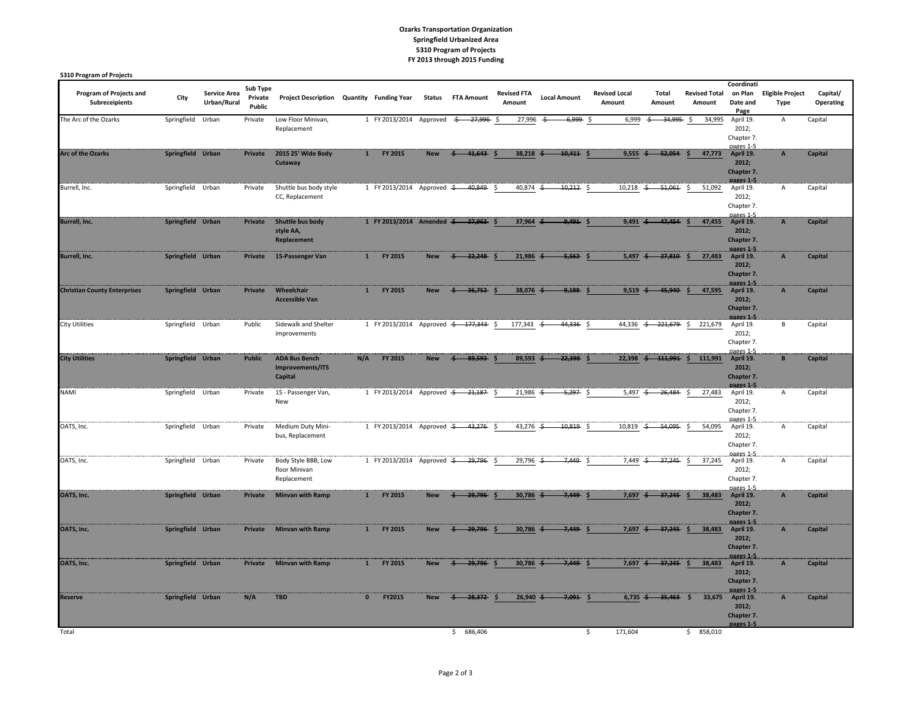**Ozarks Transportation Organization**
**Springfield Urbanized Area**
**5310 Program of Projects**
**FY 2013 through 2015 Funding**

**5310 Program of Projects**

| Program of Projects and Subreceipients | City | Service Area Urban/Rural | Sub Type Private Public | Project Description | Quantity | Funding Year | Status | FTA Amount | Revised FTA Amount | Local Amount | Revised Local Amount | Total Amount | Revised Total Amount | Coordination Plan Date and Page | Eligible Project Type | Capital/ Operating |
|---|---|---|---|---|---|---|---|---|---|---|---|---|---|---|---|---|
| The Arc of the Ozarks | Springfield | Urban | Private | Low Floor Minivan, Replacement | 1 | FY 2013/2014 | Approved | ~~$ 27,996~~ | $ 27,996 | ~~$ 6,999~~ | $ 6,999 | ~~$ 34,995~~ | $ 34,995 | April 19. 2012; Chapter 7. pages 1-5 | A | Capital |
| **Arc of the Ozarks** | **Springfield** | **Urban** | **Private** | **2015 25' Wide Body Cutaway** | **1** | **FY 2015** | **New** | ~~**$ 41,643**~~ | **$ 38,218** | ~~**$ 10,411**~~ | **$ 9,555** | ~~**$ 52,054**~~ | **$ 47,773** | **April 19. 2012; Chapter 7. pages 1-5** | **A** | **Capital** |
| Burrell, Inc. | Springfield | Urban | Private | Shuttle bus body style CC, Replacement | 1 | FY 2013/2014 | Approved | ~~$ 40,849~~ | $ 40,874 | ~~$ 10,212~~ | $ 10,218 | ~~$ 51,061~~ | $ 51,092 | April 19. 2012; Chapter 7. pages 1-5 | A | Capital |
| **Burrell, Inc.** | **Springfield** | **Urban** | **Private** | **Shuttle bus body style AA, Replacement** | **1** | **FY 2013/2014** | **Amended** | ~~**$ 37,963**~~ | **$ 37,964** | ~~**$ 9,491**~~ | **$ 9,491** | ~~**$ 47,454**~~ | **$ 47,455** | **April 19. 2012; Chapter 7. pages 1-5** | **A** | **Capital** |
| **Burrell, Inc.** | **Springfield** | **Urban** | **Private** | **15-Passenger Van** | **1** | **FY 2015** | **New** | ~~**$ 22,248**~~ | **$ 21,986** | ~~**$ 5,562**~~ | **$ 5,497** | ~~**$ 27,810**~~ | **$ 27,483** | **April 19. 2012; Chapter 7. pages 1-5** | **A** | **Capital** |
| **Christian County Enterprises** | **Springfield** | **Urban** | **Private** | **Wheelchair Accessible Van** | **1** | **FY 2015** | **New** | ~~**$ 36,752**~~ | **$ 38,076** | ~~**$ 9,188**~~ | **$ 9,519** | ~~**$ 45,940**~~ | **$ 47,595** | **April 19. 2012; Chapter 7. pages 1-5** | **A** | **Capital** |
| City Utilities | Springfield | Urban | Public | Sidewalk and Shelter improvements | 1 | FY 2013/2014 | Approved | ~~$ 177,343~~ | $ 177,343 | ~~$ 44,336~~ | $ 44,336 | ~~$ 221,679~~ | $ 221,679 | April 19. 2012; Chapter 7. pages 1-5 | B | Capital |
| **City Utilities** | **Springfield** | **Urban** | **Public** | **ADA Bus Bench Improvements/ITS Capital** | **N/A** | **FY 2015** | **New** | ~~**$ 89,593**~~ | **$ 89,593** | ~~**$ 22,398**~~ | **$ 22,398** | ~~**$ 111,991**~~ | **$ 111,991** | **April 19. 2012; Chapter 7. pages 1-5** | **B** | **Capital** |
| NAMI | Springfield | Urban | Private | 15 - Passenger Van, New | 1 | FY 2013/2014 | Approved | ~~$ 21,187~~ | $ 21,986 | ~~$ 5,297~~ | $ 5,497 | ~~$ 26,484~~ | $ 27,483 | April 19. 2012; Chapter 7. pages 1-5 | A | Capital |
| OATS, Inc. | Springfield | Urban | Private | Medium Duty Mini-bus, Replacement | 1 | FY 2013/2014 | Approved | ~~$ 43,276~~ | $ 43,276 | ~~$ 10,819~~ | $ 10,819 | ~~$ 54,095~~ | $ 54,095 | April 19. 2012; Chapter 7. pages 1-5 | A | Capital |
| OATS, Inc. | Springfield | Urban | Private | Body Style BBB, Low floor Minivan Replacement | 1 | FY 2013/2014 | Approved | ~~$ 29,796~~ | $ 29,796 | ~~$ 7,449~~ | $ 7,449 | ~~$ 37,245~~ | $ 37,245 | April 19. 2012; Chapter 7. pages 1-5 | A | Capital |
| **OATS, Inc.** | **Springfield** | **Urban** | **Private** | **Minvan with Ramp** | **1** | **FY 2015** | **New** | ~~**$ 29,796**~~ | **$ 30,786** | ~~**$ 7,449**~~ | **$ 7,697** | ~~**$ 37,245**~~ | **$ 38,483** | **April 19. 2012; Chapter 7. pages 1-5** | **A** | **Capital** |
| **OATS, Inc.** | **Springfield** | **Urban** | **Private** | **Minvan with Ramp** | **1** | **FY 2015** | **New** | ~~**$ 29,796**~~ | **$ 30,786** | ~~**$ 7,449**~~ | **$ 7,697** | ~~**$ 37,245**~~ | **$ 38,483** | **April 19. 2012; Chapter 7. pages 1-5** | **A** | **Capital** |
| **OATS, Inc.** | **Springfield** | **Urban** | **Private** | **Minvan with Ramp** | **1** | **FY 2015** | **New** | ~~**$ 29,796**~~ | **$ 30,786** | ~~**$ 7,449**~~ | **$ 7,697** | ~~**$ 37,245**~~ | **$ 38,483** | **April 19. 2012; Chapter 7. pages 1-5** | **A** | **Capital** |
| **Reserve** | **Springfield** | **Urban** | **N/A** | **TBD** | **0** | **FY2015** | **New** | ~~**$ 28,372**~~ | **$ 26,940** | ~~**$ 7,091**~~ | **$ 6,735** | ~~**$ 35,463**~~ | **$ 33,675** | **April 19. 2012; Chapter 7. pages 1-5** | **A** | **Capital** |
| Total | | | | | | | | $ 686,406 | | | $ 171,604 | | $ 858,010 | | | |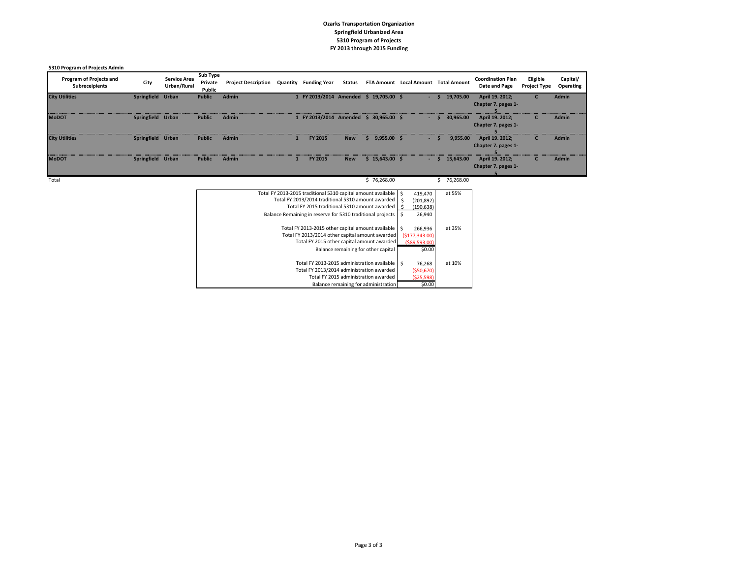**Ozarks Transportation Organization**
**Springfield Urbanized Area**
**5310 Program of Projects**
**FY 2013 through 2015 Funding**

**5310 Program of Projects Admin**

| Program of Projects and Subreceipients | City | Service Area Urban/Rural | Sub Type Private Public | Project Description | Quantity | Funding Year | Status | FTA Amount | Local Amount | Total Amount | Coordination Plan Date and Page | Eligible Project Type | Capital/ Operating |
|---|---|---|---|---|---|---|---|---|---|---|---|---|---|
| City Utilities | Springfield | Urban | Public | Admin | 1 | FY 2013/2014 | Amended | $ 19,705.00 | $ - | $ 19,705.00 | April 19. 2012; Chapter 7. pages 1-5 | C | Admin |
| MoDOT | Springfield | Urban | Public | Admin | 1 | FY 2013/2014 | Amended | $ 30,965.00 | $ - | $ 30,965.00 | April 19. 2012; Chapter 7. pages 1-5 | C | Admin |
| City Utilities | Springfield | Urban | Public | Admin | 1 | FY 2015 | New | $ 9,955.00 | $ - | $ 9,955.00 | April 19. 2012; Chapter 7. pages 1-5 | C | Admin |
| MoDOT | Springfield | Urban | Public | Admin | 1 | FY 2015 | New | $ 15,643.00 | $ - | $ 15,643.00 | April 19. 2012; Chapter 7. pages 1-5 | C | Admin |
| Total | | | | | | | | $ 76,268.00 | | $ 76,268.00 | | | |

| | | |
|---|---|---|
| Total FY 2013-2015 traditional 5310 capital amount available | $ 419,470 | at 55% |
| Total FY 2013/2014 traditional 5310 amount awarded | $ (201,892) | |
| Total FY 2015 traditional 5310 amount awarded | $ (190,638) | |
| Balance Remaining in reserve for 5310 traditional projects | $ 26,940 | |
| Total FY 2013-2015 other capital amount available | $ 266,936 | at 35% |
| Total FY 2013/2014 other capital amount awarded | ($177,343.00) | |
| Total FY 2015 other capital amount awarded | ($89,593.00) | |
| Balance remaining for other capital | $0.00 | |
| Total FY 2013-2015 administration available | $ 76,268 | at 10% |
| Total FY 2013/2014 administration awarded | ($50,670) | |
| Total FY 2015 administration awarded | ($25,598) | |
| Balance remaining for administration | $0.00 | |